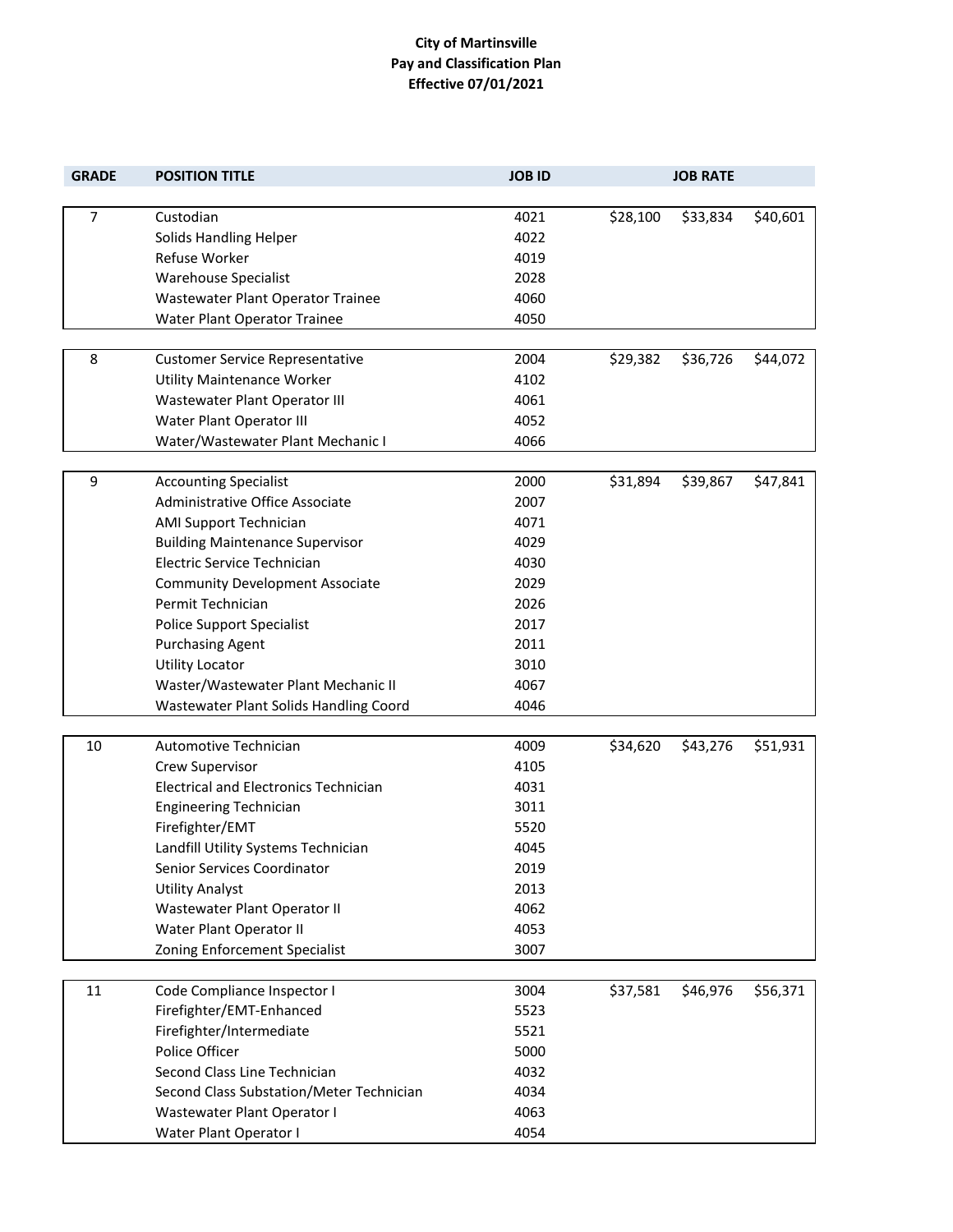**City of Martinsville**
**Pay and Classification Plan**
**Effective 07/01/2021**

| GRADE | POSITION TITLE | JOB ID | JOB RATE | | |
|---|---|---|---|---|---|
| 7 | Custodian | 4021 | $28,100 | $33,834 | $40,601 |
| | Solids Handling Helper | 4022 | | | |
| | Refuse Worker | 4019 | | | |
| | Warehouse Specialist | 2028 | | | |
| | Wastewater Plant Operator Trainee | 4060 | | | |
| | Water Plant Operator Trainee | 4050 | | | |
| 8 | Customer Service Representative | 2004 | $29,382 | $36,726 | $44,072 |
| | Utility Maintenance Worker | 4102 | | | |
| | Wastewater Plant Operator III | 4061 | | | |
| | Water Plant Operator III | 4052 | | | |
| | Water/Wastewater Plant Mechanic I | 4066 | | | |
| 9 | Accounting Specialist | 2000 | $31,894 | $39,867 | $47,841 |
| | Administrative Office Associate | 2007 | | | |
| | AMI Support Technician | 4071 | | | |
| | Building Maintenance Supervisor | 4029 | | | |
| | Electric Service Technician | 4030 | | | |
| | Community Development Associate | 2029 | | | |
| | Permit Technician | 2026 | | | |
| | Police Support Specialist | 2017 | | | |
| | Purchasing Agent | 2011 | | | |
| | Utility Locator | 3010 | | | |
| | Waster/Wastewater Plant Mechanic II | 4067 | | | |
| | Wastewater Plant Solids Handling Coord | 4046 | | | |
| 10 | Automotive Technician | 4009 | $34,620 | $43,276 | $51,931 |
| | Crew Supervisor | 4105 | | | |
| | Electrical and Electronics Technician | 4031 | | | |
| | Engineering Technician | 3011 | | | |
| | Firefighter/EMT | 5520 | | | |
| | Landfill Utility Systems Technician | 4045 | | | |
| | Senior Services Coordinator | 2019 | | | |
| | Utility Analyst | 2013 | | | |
| | Wastewater Plant Operator II | 4062 | | | |
| | Water Plant Operator II | 4053 | | | |
| | Zoning Enforcement Specialist | 3007 | | | |
| 11 | Code Compliance Inspector I | 3004 | $37,581 | $46,976 | $56,371 |
| | Firefighter/EMT-Enhanced | 5523 | | | |
| | Firefighter/Intermediate | 5521 | | | |
| | Police Officer | 5000 | | | |
| | Second Class Line Technician | 4032 | | | |
| | Second Class Substation/Meter Technician | 4034 | | | |
| | Wastewater Plant Operator I | 4063 | | | |
| | Water Plant Operator I | 4054 | | | |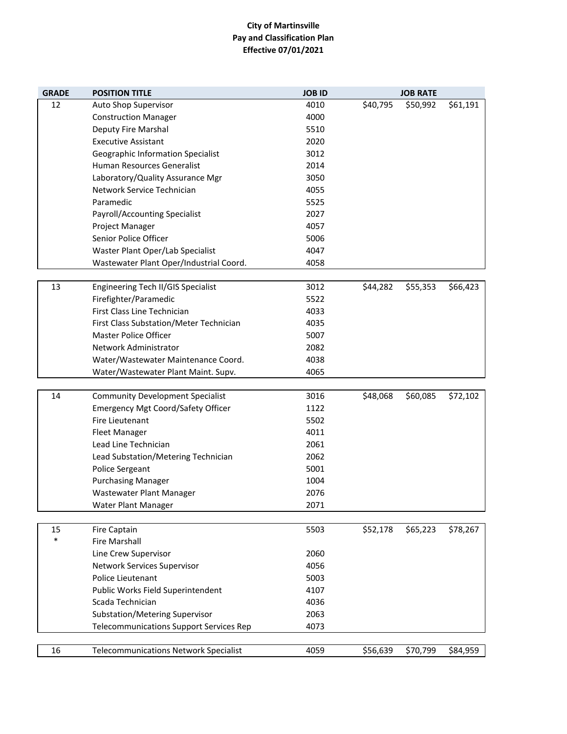**City of Martinsville**
**Pay and Classification Plan**
**Effective 07/01/2021**

| GRADE | POSITION TITLE | JOB ID | | JOB RATE | |
|---|---|---|---|---|---|
| 12 | Auto Shop Supervisor | 4010 | $40,795 | $50,992 | $61,191 |
| | Construction Manager | 4000 | | | |
| | Deputy Fire Marshal | 5510 | | | |
| | Executive Assistant | 2020 | | | |
| | Geographic Information Specialist | 3012 | | | |
| | Human Resources Generalist | 2014 | | | |
| | Laboratory/Quality Assurance Mgr | 3050 | | | |
| | Network Service Technician | 4055 | | | |
| | Paramedic | 5525 | | | |
| | Payroll/Accounting Specialist | 2027 | | | |
| | Project Manager | 4057 | | | |
| | Senior Police Officer | 5006 | | | |
| | Waster Plant Oper/Lab Specialist | 4047 | | | |
| | Wastewater Plant Oper/Industrial Coord. | 4058 | | | |
| 13 | Engineering Tech II/GIS Specialist | 3012 | $44,282 | $55,353 | $66,423 |
| | Firefighter/Paramedic | 5522 | | | |
| | First Class Line Technician | 4033 | | | |
| | First Class Substation/Meter Technician | 4035 | | | |
| | Master Police Officer | 5007 | | | |
| | Network Administrator | 2082 | | | |
| | Water/Wastewater Maintenance Coord. | 4038 | | | |
| | Water/Wastewater Plant Maint. Supv. | 4065 | | | |
| 14 | Community Development Specialist | 3016 | $48,068 | $60,085 | $72,102 |
| | Emergency Mgt Coord/Safety Officer | 1122 | | | |
| | Fire Lieutenant | 5502 | | | |
| | Fleet Manager | 4011 | | | |
| | Lead Line Technician | 2061 | | | |
| | Lead Substation/Metering Technician | 2062 | | | |
| | Police Sergeant | 5001 | | | |
| | Purchasing Manager | 1004 | | | |
| | Wastewater Plant Manager | 2076 | | | |
| | Water Plant Manager | 2071 | | | |
| 15 | Fire Captain | 5503 | $52,178 | $65,223 | $78,267 |
| * | Fire Marshall | | | | |
| | Line Crew Supervisor | 2060 | | | |
| | Network Services Supervisor | 4056 | | | |
| | Police Lieutenant | 5003 | | | |
| | Public Works Field Superintendent | 4107 | | | |
| | Scada Technician | 4036 | | | |
| | Substation/Metering Supervisor | 2063 | | | |
| | Telecommunications Support Services Rep | 4073 | | | |
| 16 | Telecommunications Network Specialist | 4059 | $56,639 | $70,799 | $84,959 |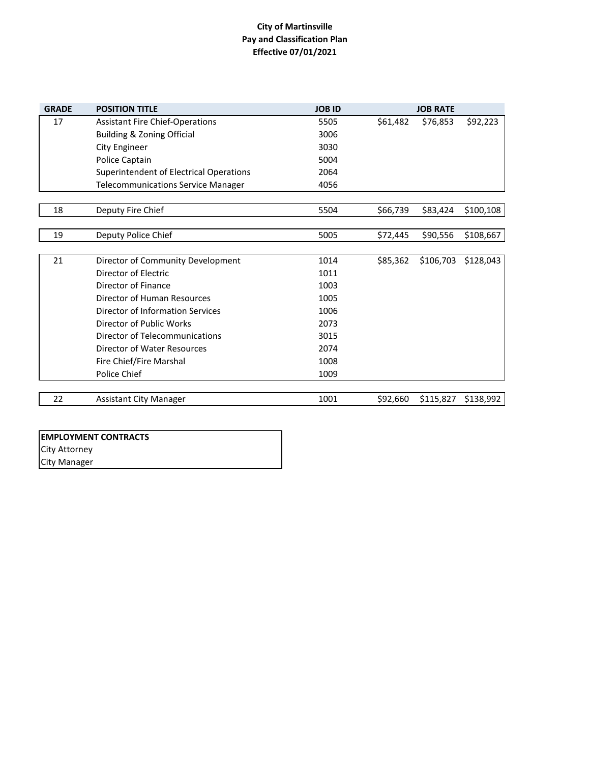**City of Martinsville**
**Pay and Classification Plan**
**Effective 07/01/2021**

| GRADE | POSITION TITLE | JOB ID | JOB RATE | | |
|---|---|---|---|---|---|
| 17 | Assistant Fire Chief-Operations | 5505 | $61,482 | $76,853 | $92,223 |
| | Building & Zoning Official | 3006 | | | |
| | City Engineer | 3030 | | | |
| | Police Captain | 5004 | | | |
| | Superintendent of Electrical Operations | 2064 | | | |
| | Telecommunications Service Manager | 4056 | | | |
| 18 | Deputy Fire Chief | 5504 | $66,739 | $83,424 | $100,108 |
| 19 | Deputy Police Chief | 5005 | $72,445 | $90,556 | $108,667 |
| 21 | Director of Community Development | 1014 | $85,362 | $106,703 | $128,043 |
| | Director of Electric | 1011 | | | |
| | Director of Finance | 1003 | | | |
| | Director of Human Resources | 1005 | | | |
| | Director of Information Services | 1006 | | | |
| | Director of Public Works | 2073 | | | |
| | Director of Telecommunications | 3015 | | | |
| | Director of Water Resources | 2074 | | | |
| | Fire Chief/Fire Marshal | 1008 | | | |
| | Police Chief | 1009 | | | |
| 22 | Assistant City Manager | 1001 | $92,660 | $115,827 | $138,992 |

| EMPLOYMENT CONTRACTS |
|---|
| City Attorney |
| City Manager |